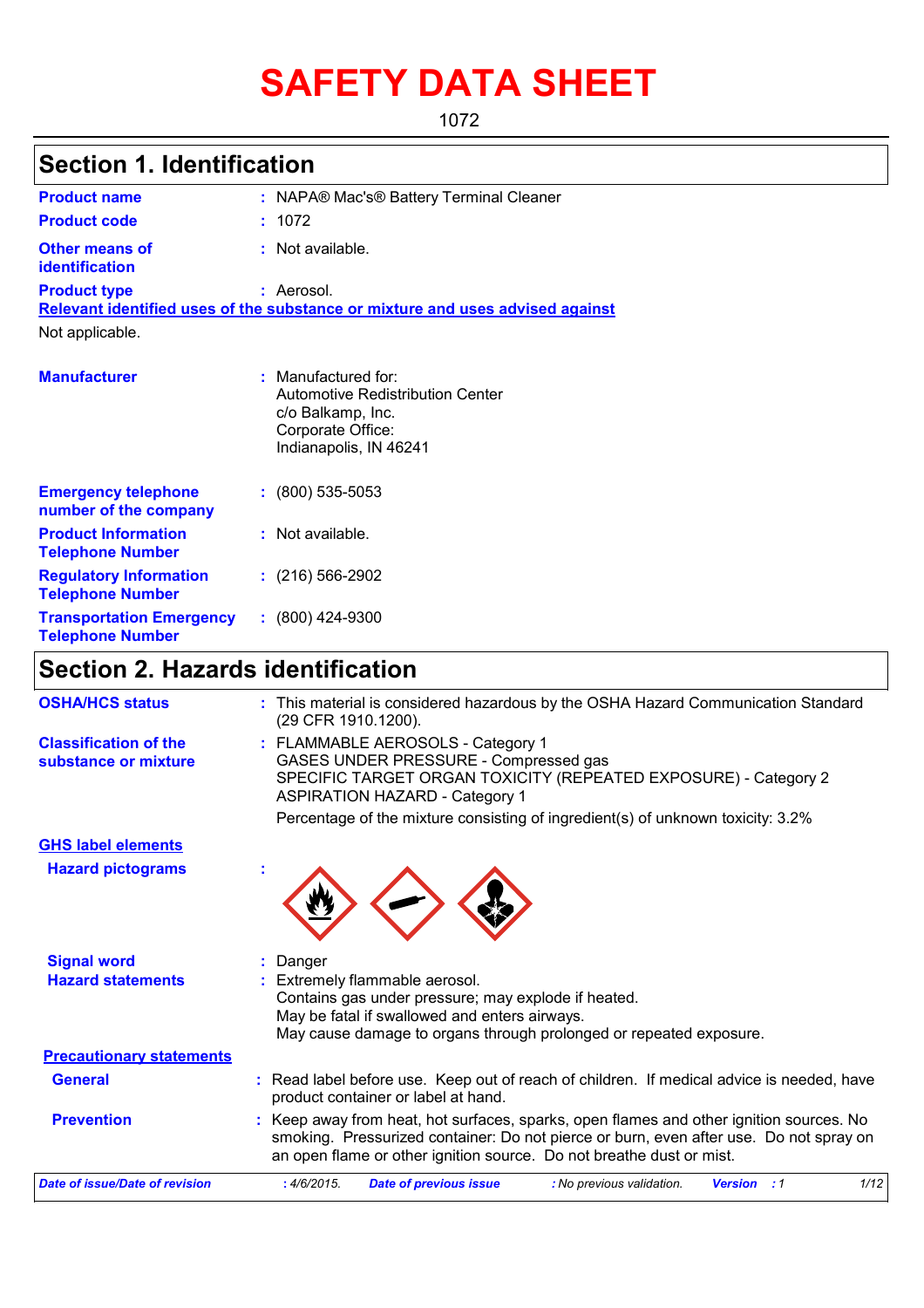# SAFETY DATA SHEET

1072

## Section 1. Identification

**Product name** : NAPA® Mac's® Battery Terminal Cleaner

**Product code** : 1072

**Other means of identification** : Not available.

**Product type** : Aerosol.

**Relevant identified uses of the substance or mixture and uses advised against**

Not applicable.

**Manufacturer** : Manufactured for:
Automotive Redistribution Center
c/o Balkamp, Inc.
Corporate Office:
Indianapolis, IN 46241

**Emergency telephone number of the company** : (800) 535-5053

**Product Information Telephone Number** : Not available.

**Regulatory Information Telephone Number** : (216) 566-2902

**Transportation Emergency Telephone Number** : (800) 424-9300

## Section 2. Hazards identification

**OSHA/HCS status** : This material is considered hazardous by the OSHA Hazard Communication Standard (29 CFR 1910.1200).

**Classification of the substance or mixture** : FLAMMABLE AEROSOLS - Category 1
GASES UNDER PRESSURE - Compressed gas
SPECIFIC TARGET ORGAN TOXICITY (REPEATED EXPOSURE) - Category 2
ASPIRATION HAZARD - Category 1

Percentage of the mixture consisting of ingredient(s) of unknown toxicity: 3.2%

**GHS label elements**

**Hazard pictograms** :

**Signal word** : Danger

**Hazard statements** : Extremely flammable aerosol.
Contains gas under pressure; may explode if heated.
May be fatal if swallowed and enters airways.
May cause damage to organs through prolonged or repeated exposure.

**Precautionary statements**

**General** : Read label before use. Keep out of reach of children. If medical advice is needed, have product container or label at hand.

**Prevention** : Keep away from heat, hot surfaces, sparks, open flames and other ignition sources. No smoking. Pressurized container: Do not pierce or burn, even after use. Do not spray on an open flame or other ignition source. Do not breathe dust or mist.

*Date of issue/Date of revision* : 4/6/2015. *Date of previous issue* : No previous validation. *Version* : 1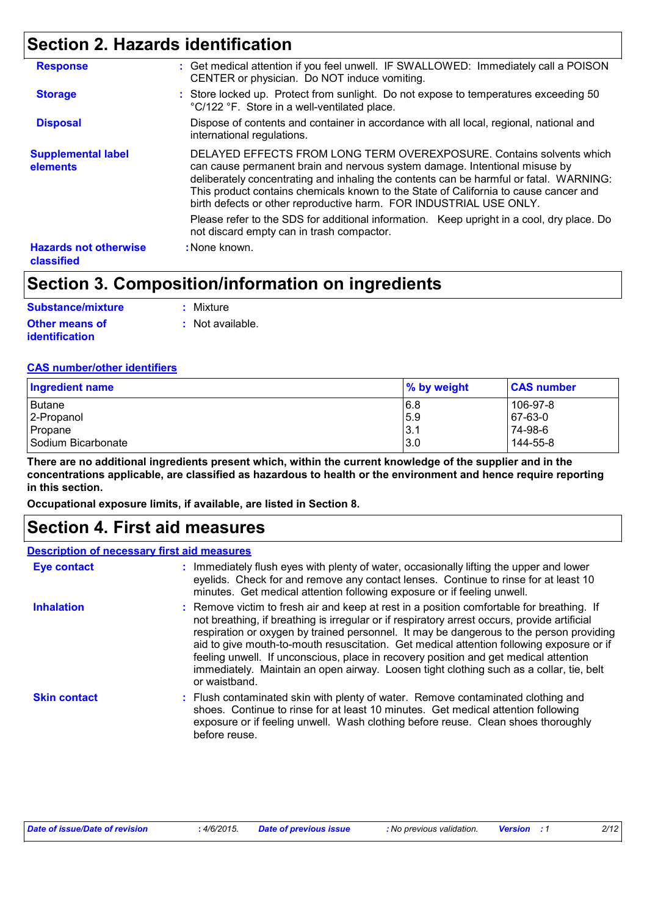## Section 2. Hazards identification

**Response** : Get medical attention if you feel unwell. IF SWALLOWED: Immediately call a POISON CENTER or physician. Do NOT induce vomiting.

**Storage** : Store locked up. Protect from sunlight. Do not expose to temperatures exceeding 50 °C/122 °F. Store in a well-ventilated place.

**Disposal** Dispose of contents and container in accordance with all local, regional, national and international regulations.

**Supplemental label elements** DELAYED EFFECTS FROM LONG TERM OVEREXPOSURE. Contains solvents which can cause permanent brain and nervous system damage. Intentional misuse by deliberately concentrating and inhaling the contents can be harmful or fatal. WARNING: This product contains chemicals known to the State of California to cause cancer and birth defects or other reproductive harm. FOR INDUSTRIAL USE ONLY.

Please refer to the SDS for additional information. Keep upright in a cool, dry place. Do not discard empty can in trash compactor.

**Hazards not otherwise classified** : None known.

## Section 3. Composition/information on ingredients

**Substance/mixture** : Mixture

**Other means of identification** : Not available.

**CAS number/other identifiers**

| Ingredient name | % by weight | CAS number |
|---|---|---|
| Butane | 6.8 | 106-97-8 |
| 2-Propanol | 5.9 | 67-63-0 |
| Propane | 3.1 | 74-98-6 |
| Sodium Bicarbonate | 3.0 | 144-55-8 |

**There are no additional ingredients present which, within the current knowledge of the supplier and in the concentrations applicable, are classified as hazardous to health or the environment and hence require reporting in this section.**

**Occupational exposure limits, if available, are listed in Section 8.**

## Section 4. First aid measures

**Description of necessary first aid measures**

**Eye contact** : Immediately flush eyes with plenty of water, occasionally lifting the upper and lower eyelids. Check for and remove any contact lenses. Continue to rinse for at least 10 minutes. Get medical attention following exposure or if feeling unwell.

**Inhalation** : Remove victim to fresh air and keep at rest in a position comfortable for breathing. If not breathing, if breathing is irregular or if respiratory arrest occurs, provide artificial respiration or oxygen by trained personnel. It may be dangerous to the person providing aid to give mouth-to-mouth resuscitation. Get medical attention following exposure or if feeling unwell. If unconscious, place in recovery position and get medical attention immediately. Maintain an open airway. Loosen tight clothing such as a collar, tie, belt or waistband.

**Skin contact** : Flush contaminated skin with plenty of water. Remove contaminated clothing and shoes. Continue to rinse for at least 10 minutes. Get medical attention following exposure or if feeling unwell. Wash clothing before reuse. Clean shoes thoroughly before reuse.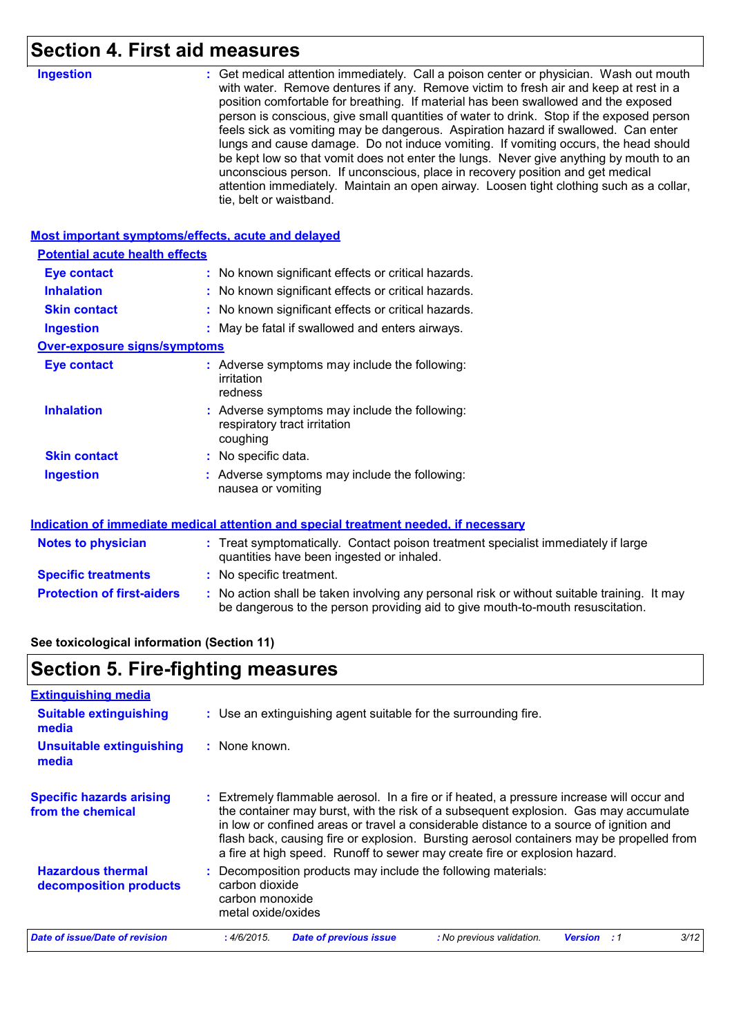## Section 4. First aid measures

**Ingestion** : Get medical attention immediately. Call a poison center or physician. Wash out mouth with water. Remove dentures if any. Remove victim to fresh air and keep at rest in a position comfortable for breathing. If material has been swallowed and the exposed person is conscious, give small quantities of water to drink. Stop if the exposed person feels sick as vomiting may be dangerous. Aspiration hazard if swallowed. Can enter lungs and cause damage. Do not induce vomiting. If vomiting occurs, the head should be kept low so that vomit does not enter the lungs. Never give anything by mouth to an unconscious person. If unconscious, place in recovery position and get medical attention immediately. Maintain an open airway. Loosen tight clothing such as a collar, tie, belt or waistband.

### Most important symptoms/effects, acute and delayed

**Potential acute health effects**

**Eye contact** : No known significant effects or critical hazards.

**Inhalation** : No known significant effects or critical hazards.

**Skin contact** : No known significant effects or critical hazards.

**Ingestion** : May be fatal if swallowed and enters airways.

**Over-exposure signs/symptoms**

**Eye contact** : Adverse symptoms may include the following:
irritation
redness

**Inhalation** : Adverse symptoms may include the following:
respiratory tract irritation
coughing

**Skin contact** : No specific data.

**Ingestion** : Adverse symptoms may include the following:
nausea or vomiting

### Indication of immediate medical attention and special treatment needed, if necessary

**Notes to physician** : Treat symptomatically. Contact poison treatment specialist immediately if large quantities have been ingested or inhaled.

**Specific treatments** : No specific treatment.

**Protection of first-aiders** : No action shall be taken involving any personal risk or without suitable training. It may be dangerous to the person providing aid to give mouth-to-mouth resuscitation.

**See toxicological information (Section 11)**

## Section 5. Fire-fighting measures

### Extinguishing media

**Suitable extinguishing media** : Use an extinguishing agent suitable for the surrounding fire.

**Unsuitable extinguishing media** : None known.

**Specific hazards arising from the chemical** : Extremely flammable aerosol. In a fire or if heated, a pressure increase will occur and the container may burst, with the risk of a subsequent explosion. Gas may accumulate in low or confined areas or travel a considerable distance to a source of ignition and flash back, causing fire or explosion. Bursting aerosol containers may be propelled from a fire at high speed. Runoff to sewer may create fire or explosion hazard.

**Hazardous thermal decomposition products** : Decomposition products may include the following materials:
carbon dioxide
carbon monoxide
metal oxide/oxides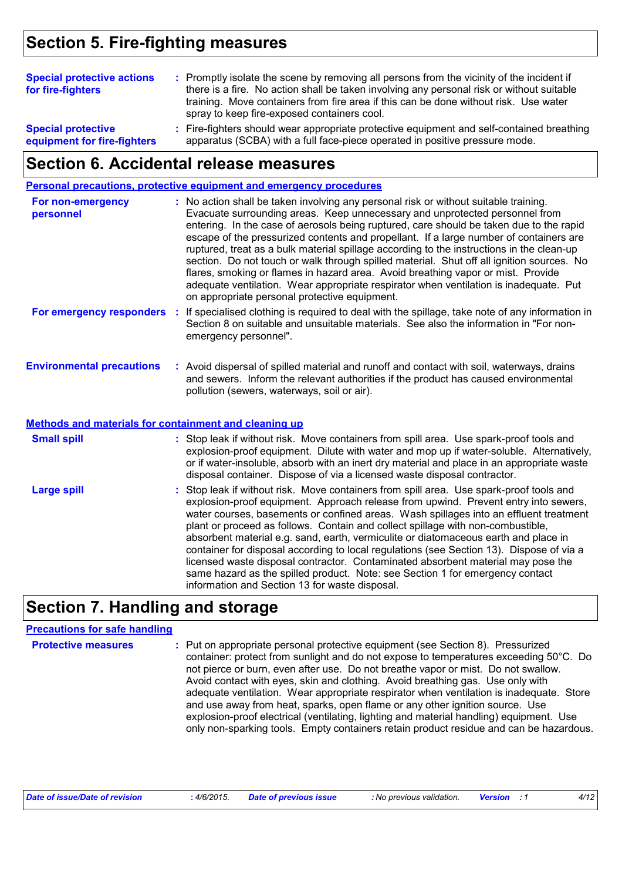## Section 5. Fire-fighting measures

**Special protective actions for fire-fighters** : Promptly isolate the scene by removing all persons from the vicinity of the incident if there is a fire. No action shall be taken involving any personal risk or without suitable training. Move containers from fire area if this can be done without risk. Use water spray to keep fire-exposed containers cool.

**Special protective equipment for fire-fighters** : Fire-fighters should wear appropriate protective equipment and self-contained breathing apparatus (SCBA) with a full face-piece operated in positive pressure mode.

## Section 6. Accidental release measures

### Personal precautions, protective equipment and emergency procedures

**For non-emergency personnel** : No action shall be taken involving any personal risk or without suitable training. Evacuate surrounding areas. Keep unnecessary and unprotected personnel from entering. In the case of aerosols being ruptured, care should be taken due to the rapid escape of the pressurized contents and propellant. If a large number of containers are ruptured, treat as a bulk material spillage according to the instructions in the clean-up section. Do not touch or walk through spilled material. Shut off all ignition sources. No flares, smoking or flames in hazard area. Avoid breathing vapor or mist. Provide adequate ventilation. Wear appropriate respirator when ventilation is inadequate. Put on appropriate personal protective equipment.

**For emergency responders** : If specialised clothing is required to deal with the spillage, take note of any information in Section 8 on suitable and unsuitable materials. See also the information in "For non-emergency personnel".

**Environmental precautions** : Avoid dispersal of spilled material and runoff and contact with soil, waterways, drains and sewers. Inform the relevant authorities if the product has caused environmental pollution (sewers, waterways, soil or air).

### Methods and materials for containment and cleaning up

**Small spill** : Stop leak if without risk. Move containers from spill area. Use spark-proof tools and explosion-proof equipment. Dilute with water and mop up if water-soluble. Alternatively, or if water-insoluble, absorb with an inert dry material and place in an appropriate waste disposal container. Dispose of via a licensed waste disposal contractor.

**Large spill** : Stop leak if without risk. Move containers from spill area. Use spark-proof tools and explosion-proof equipment. Approach release from upwind. Prevent entry into sewers, water courses, basements or confined areas. Wash spillages into an effluent treatment plant or proceed as follows. Contain and collect spillage with non-combustible, absorbent material e.g. sand, earth, vermiculite or diatomaceous earth and place in container for disposal according to local regulations (see Section 13). Dispose of via a licensed waste disposal contractor. Contaminated absorbent material may pose the same hazard as the spilled product. Note: see Section 1 for emergency contact information and Section 13 for waste disposal.

## Section 7. Handling and storage

### Precautions for safe handling

**Protective measures** : Put on appropriate personal protective equipment (see Section 8). Pressurized container: protect from sunlight and do not expose to temperatures exceeding 50°C. Do not pierce or burn, even after use. Do not breathe vapor or mist. Do not swallow. Avoid contact with eyes, skin and clothing. Avoid breathing gas. Use only with adequate ventilation. Wear appropriate respirator when ventilation is inadequate. Store and use away from heat, sparks, open flame or any other ignition source. Use explosion-proof electrical (ventilating, lighting and material handling) equipment. Use only non-sparking tools. Empty containers retain product residue and can be hazardous.

*Date of issue/Date of revision* : 4/6/2015. *Date of previous issue* : No previous validation. *Version* : 1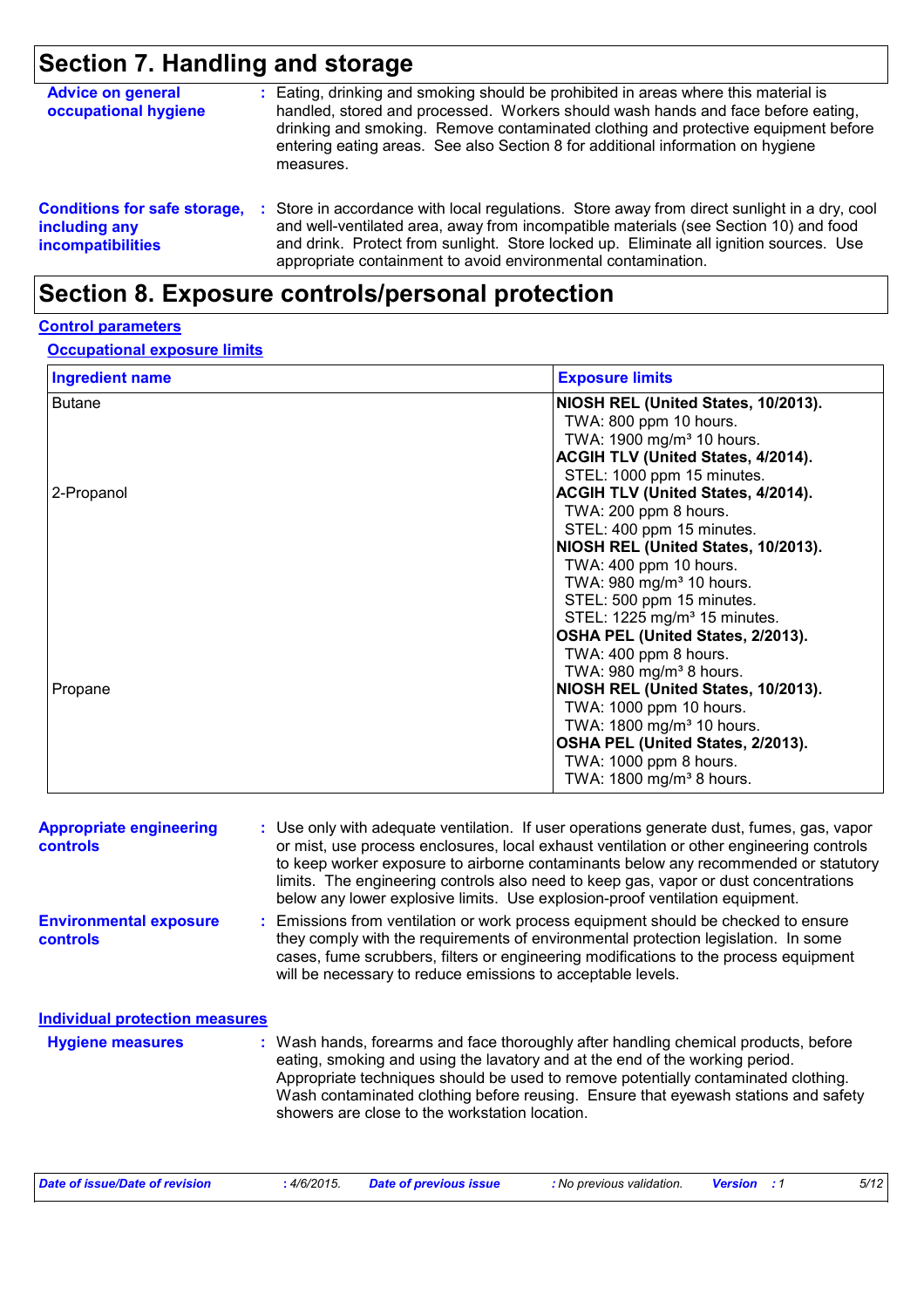## Section 7. Handling and storage

**Advice on general occupational hygiene** : Eating, drinking and smoking should be prohibited in areas where this material is handled, stored and processed. Workers should wash hands and face before eating, drinking and smoking. Remove contaminated clothing and protective equipment before entering eating areas. See also Section 8 for additional information on hygiene measures.

**Conditions for safe storage, including any incompatibilities** : Store in accordance with local regulations. Store away from direct sunlight in a dry, cool and well-ventilated area, away from incompatible materials (see Section 10) and food and drink. Protect from sunlight. Store locked up. Eliminate all ignition sources. Use appropriate containment to avoid environmental contamination.

## Section 8. Exposure controls/personal protection

### Control parameters

#### Occupational exposure limits

| Ingredient name | Exposure limits |
|---|---|
| Butane | **NIOSH REL (United States, 10/2013).**<br>TWA: 800 ppm 10 hours.<br>TWA: 1900 mg/m³ 10 hours.<br>**ACGIH TLV (United States, 4/2014).**<br>STEL: 1000 ppm 15 minutes. |
| 2-Propanol | **ACGIH TLV (United States, 4/2014).**<br>TWA: 200 ppm 8 hours.<br>STEL: 400 ppm 15 minutes.<br>**NIOSH REL (United States, 10/2013).**<br>TWA: 400 ppm 10 hours.<br>TWA: 980 mg/m³ 10 hours.<br>STEL: 500 ppm 15 minutes.<br>STEL: 1225 mg/m³ 15 minutes.<br>**OSHA PEL (United States, 2/2013).**<br>TWA: 400 ppm 8 hours.<br>TWA: 980 mg/m³ 8 hours. |
| Propane | **NIOSH REL (United States, 10/2013).**<br>TWA: 1000 ppm 10 hours.<br>TWA: 1800 mg/m³ 10 hours.<br>**OSHA PEL (United States, 2/2013).**<br>TWA: 1000 ppm 8 hours.<br>TWA: 1800 mg/m³ 8 hours. |

**Appropriate engineering controls** : Use only with adequate ventilation. If user operations generate dust, fumes, gas, vapor or mist, use process enclosures, local exhaust ventilation or other engineering controls to keep worker exposure to airborne contaminants below any recommended or statutory limits. The engineering controls also need to keep gas, vapor or dust concentrations below any lower explosive limits. Use explosion-proof ventilation equipment.

**Environmental exposure controls** : Emissions from ventilation or work process equipment should be checked to ensure they comply with the requirements of environmental protection legislation. In some cases, fume scrubbers, filters or engineering modifications to the process equipment will be necessary to reduce emissions to acceptable levels.

### Individual protection measures

**Hygiene measures** : Wash hands, forearms and face thoroughly after handling chemical products, before eating, smoking and using the lavatory and at the end of the working period. Appropriate techniques should be used to remove potentially contaminated clothing. Wash contaminated clothing before reusing. Ensure that eyewash stations and safety showers are close to the workstation location.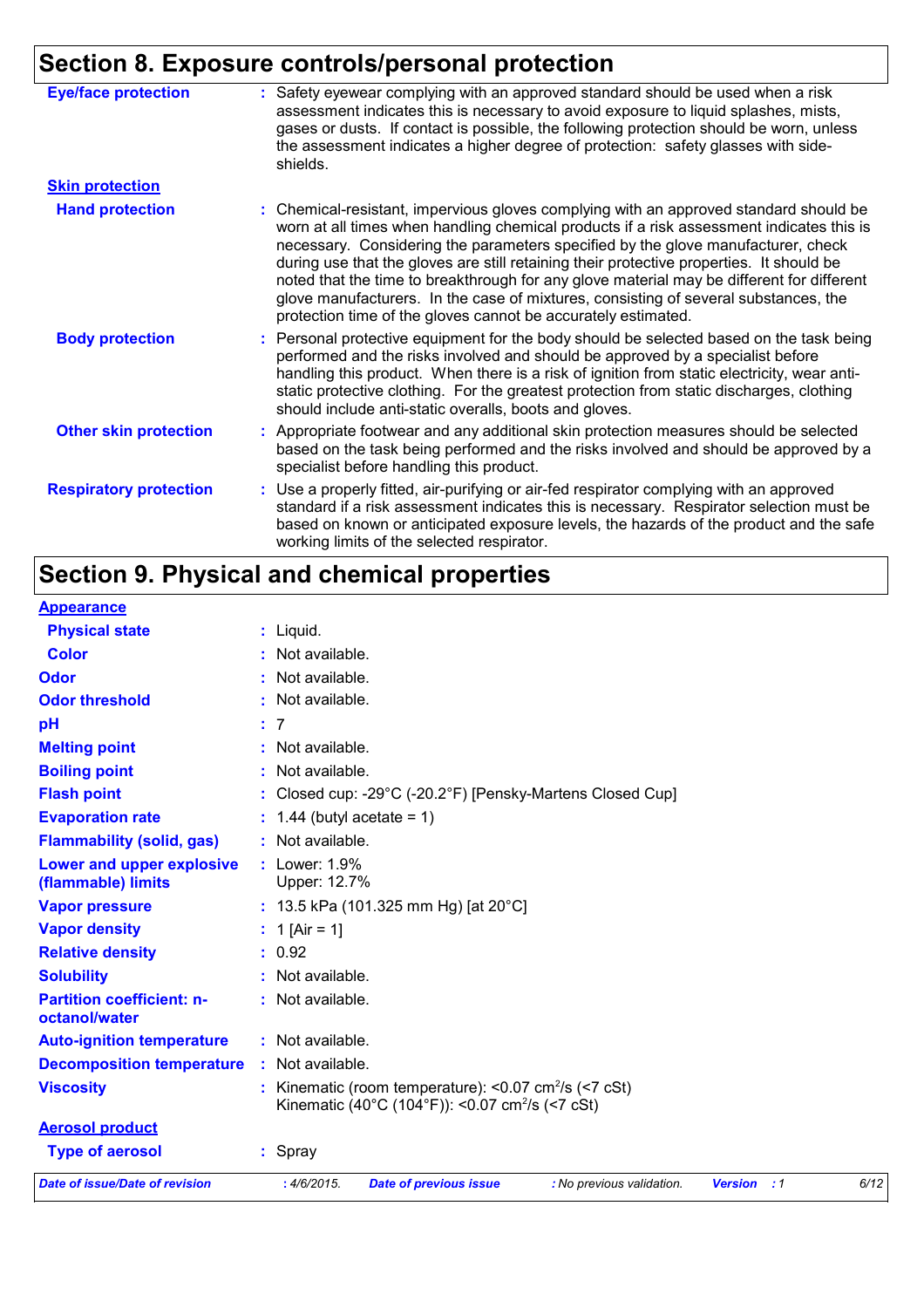## Section 8. Exposure controls/personal protection

**Eye/face protection** : Safety eyewear complying with an approved standard should be used when a risk assessment indicates this is necessary to avoid exposure to liquid splashes, mists, gases or dusts. If contact is possible, the following protection should be worn, unless the assessment indicates a higher degree of protection: safety glasses with side-shields.

**Skin protection**

**Hand protection** : Chemical-resistant, impervious gloves complying with an approved standard should be worn at all times when handling chemical products if a risk assessment indicates this is necessary. Considering the parameters specified by the glove manufacturer, check during use that the gloves are still retaining their protective properties. It should be noted that the time to breakthrough for any glove material may be different for different glove manufacturers. In the case of mixtures, consisting of several substances, the protection time of the gloves cannot be accurately estimated.

**Body protection** : Personal protective equipment for the body should be selected based on the task being performed and the risks involved and should be approved by a specialist before handling this product. When there is a risk of ignition from static electricity, wear anti-static protective clothing. For the greatest protection from static discharges, clothing should include anti-static overalls, boots and gloves.

**Other skin protection** : Appropriate footwear and any additional skin protection measures should be selected based on the task being performed and the risks involved and should be approved by a specialist before handling this product.

**Respiratory protection** : Use a properly fitted, air-purifying or air-fed respirator complying with an approved standard if a risk assessment indicates this is necessary. Respirator selection must be based on known or anticipated exposure levels, the hazards of the product and the safe working limits of the selected respirator.

## Section 9. Physical and chemical properties

**Appearance**

| | |
|---|---|
| **Physical state** | : Liquid. |
| **Color** | : Not available. |
| **Odor** | : Not available. |
| **Odor threshold** | : Not available. |
| **pH** | : 7 |
| **Melting point** | : Not available. |
| **Boiling point** | : Not available. |
| **Flash point** | : Closed cup: -29°C (-20.2°F) [Pensky-Martens Closed Cup] |
| **Evaporation rate** | : 1.44 (butyl acetate = 1) |
| **Flammability (solid, gas)** | : Not available. |
| **Lower and upper explosive (flammable) limits** | : Lower: 1.9% Upper: 12.7% |
| **Vapor pressure** | : 13.5 kPa (101.325 mm Hg) [at 20°C] |
| **Vapor density** | : 1 [Air = 1] |
| **Relative density** | : 0.92 |
| **Solubility** | : Not available. |
| **Partition coefficient: n-octanol/water** | : Not available. |
| **Auto-ignition temperature** | : Not available. |
| **Decomposition temperature** | : Not available. |
| **Viscosity** | : Kinematic (room temperature): <0.07 $cm^2$/s (<7 cSt) Kinematic (40°C (104°F)): <0.07 $cm^2$/s (<7 cSt) |

**Aerosol product**

| | |
|---|---|
| **Type of aerosol** | : Spray |

*Date of issue/Date of revision* : 4/6/2015. *Date of previous issue* : No previous validation. *Version* : 1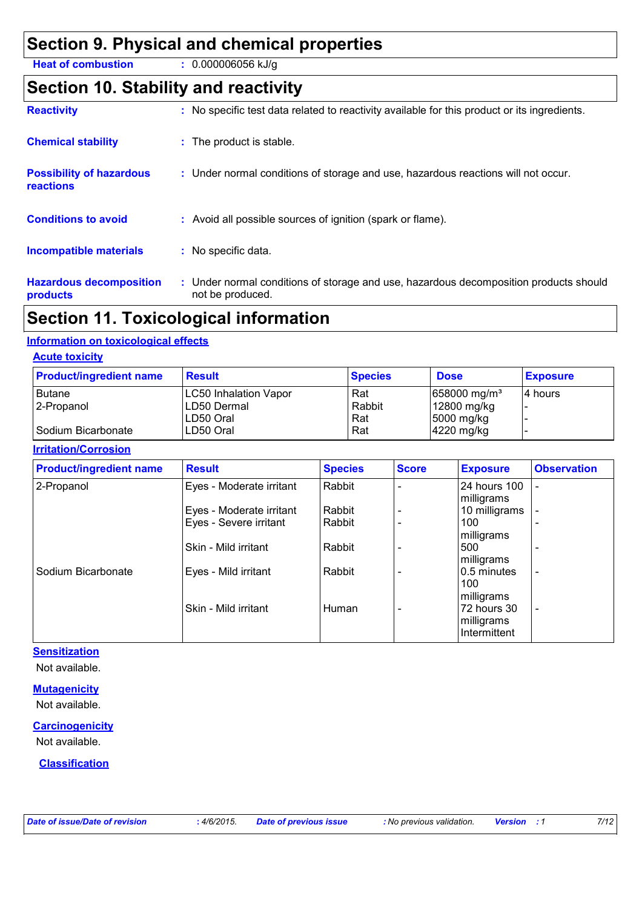## Section 9. Physical and chemical properties

**Heat of combustion** : 0.000006056 kJ/g

## Section 10. Stability and reactivity

**Reactivity** : No specific test data related to reactivity available for this product or its ingredients.

**Chemical stability** : The product is stable.

**Possibility of hazardous reactions** : Under normal conditions of storage and use, hazardous reactions will not occur.

**Conditions to avoid** : Avoid all possible sources of ignition (spark or flame).

**Incompatible materials** : No specific data.

**Hazardous decomposition products** : Under normal conditions of storage and use, hazardous decomposition products should not be produced.

## Section 11. Toxicological information

### Information on toxicological effects

#### Acute toxicity

| Product/ingredient name | Result | Species | Dose | Exposure |
|---|---|---|---|---|
| Butane | LC50 Inhalation Vapor | Rat | 658000 mg/m³ | 4 hours |
| 2-Propanol | LD50 Dermal | Rabbit | 12800 mg/kg | - |
| | LD50 Oral | Rat | 5000 mg/kg | - |
| Sodium Bicarbonate | LD50 Oral | Rat | 4220 mg/kg | - |

#### Irritation/Corrosion

| Product/ingredient name | Result | Species | Score | Exposure | Observation |
|---|---|---|---|---|---|
| 2-Propanol | Eyes - Moderate irritant | Rabbit | - | 24 hours 100 milligrams | - |
| | Eyes - Moderate irritant | Rabbit | - | 10 milligrams | - |
| | Eyes - Severe irritant | Rabbit | - | 100 milligrams | - |
| | Skin - Mild irritant | Rabbit | - | 500 milligrams | - |
| Sodium Bicarbonate | Eyes - Mild irritant | Rabbit | - | 0.5 minutes 100 milligrams | - |
| | Skin - Mild irritant | Human | - | 72 hours 30 milligrams Intermittent | - |

#### Sensitization

Not available.

#### Mutagenicity

Not available.

#### Carcinogenicity

Not available.

#### Classification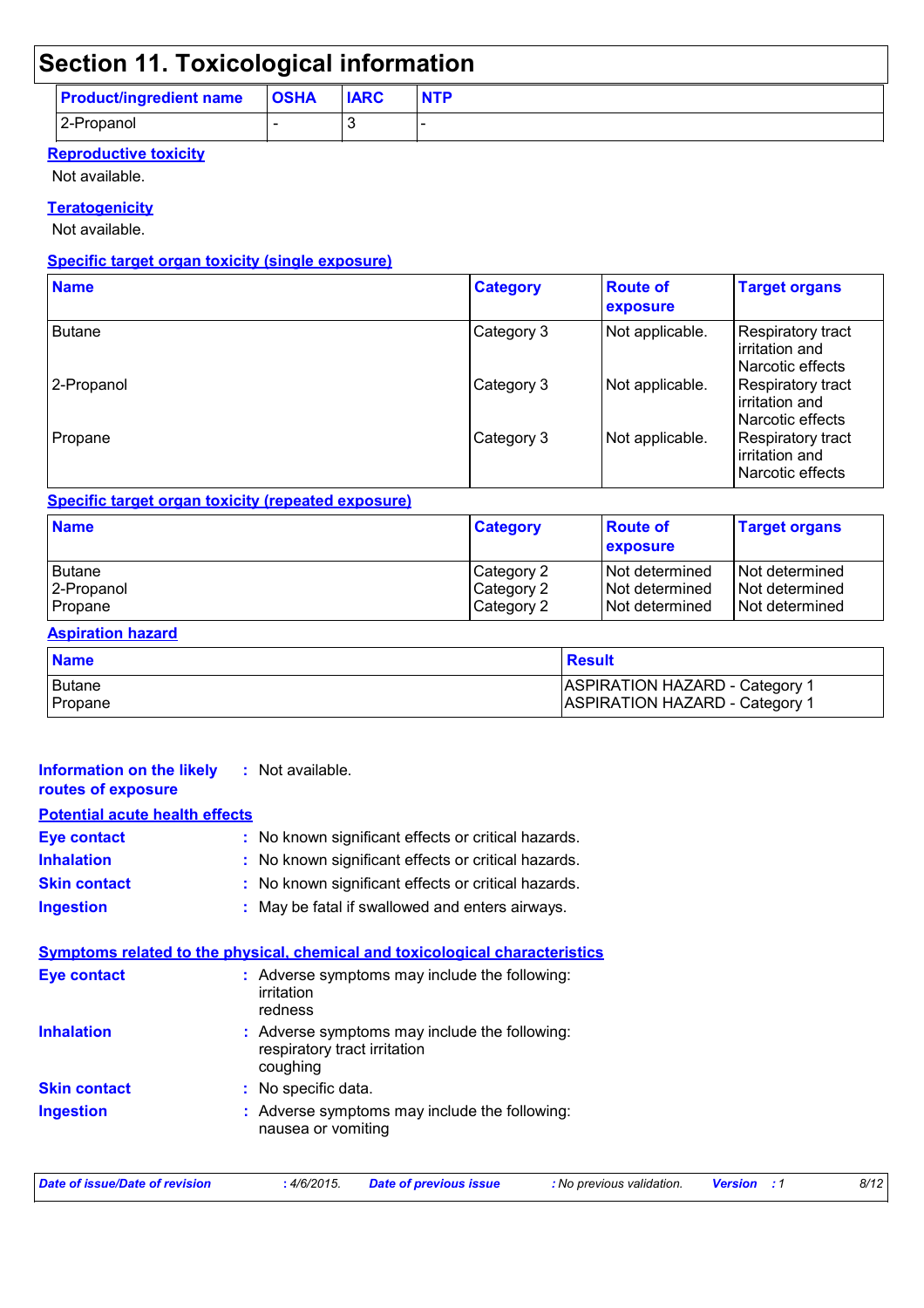# Section 11. Toxicological information

| Product/ingredient name | OSHA | IARC | NTP |
|---|---|---|---|
| 2-Propanol | - | 3 | - |

**Reproductive toxicity**

Not available.

**Teratogenicity**

Not available.

**Specific target organ toxicity (single exposure)**

| Name | Category | Route of exposure | Target organs |
|---|---|---|---|
| Butane | Category 3 | Not applicable. | Respiratory tract irritation and Narcotic effects |
| 2-Propanol | Category 3 | Not applicable. | Respiratory tract irritation and Narcotic effects |
| Propane | Category 3 | Not applicable. | Respiratory tract irritation and Narcotic effects |

**Specific target organ toxicity (repeated exposure)**

| Name | Category | Route of exposure | Target organs |
|---|---|---|---|
| Butane | Category 2 | Not determined | Not determined |
| 2-Propanol | Category 2 | Not determined | Not determined |
| Propane | Category 2 | Not determined | Not determined |

**Aspiration hazard**

| Name | Result |
|---|---|
| Butane | ASPIRATION HAZARD - Category 1 |
| Propane | ASPIRATION HAZARD - Category 1 |

**Information on the likely routes of exposure** : Not available.

**Potential acute health effects**

**Eye contact** : No known significant effects or critical hazards.

**Inhalation** : No known significant effects or critical hazards.

**Skin contact** : No known significant effects or critical hazards.

**Ingestion** : May be fatal if swallowed and enters airways.

**Symptoms related to the physical, chemical and toxicological characteristics**

**Eye contact** : Adverse symptoms may include the following:
irritation
redness

**Inhalation** : Adverse symptoms may include the following:
respiratory tract irritation
coughing

**Skin contact** : No specific data.

**Ingestion** : Adverse symptoms may include the following:
nausea or vomiting

*Date of issue/Date of revision* : 4/6/2015. *Date of previous issue* : No previous validation. *Version* : 1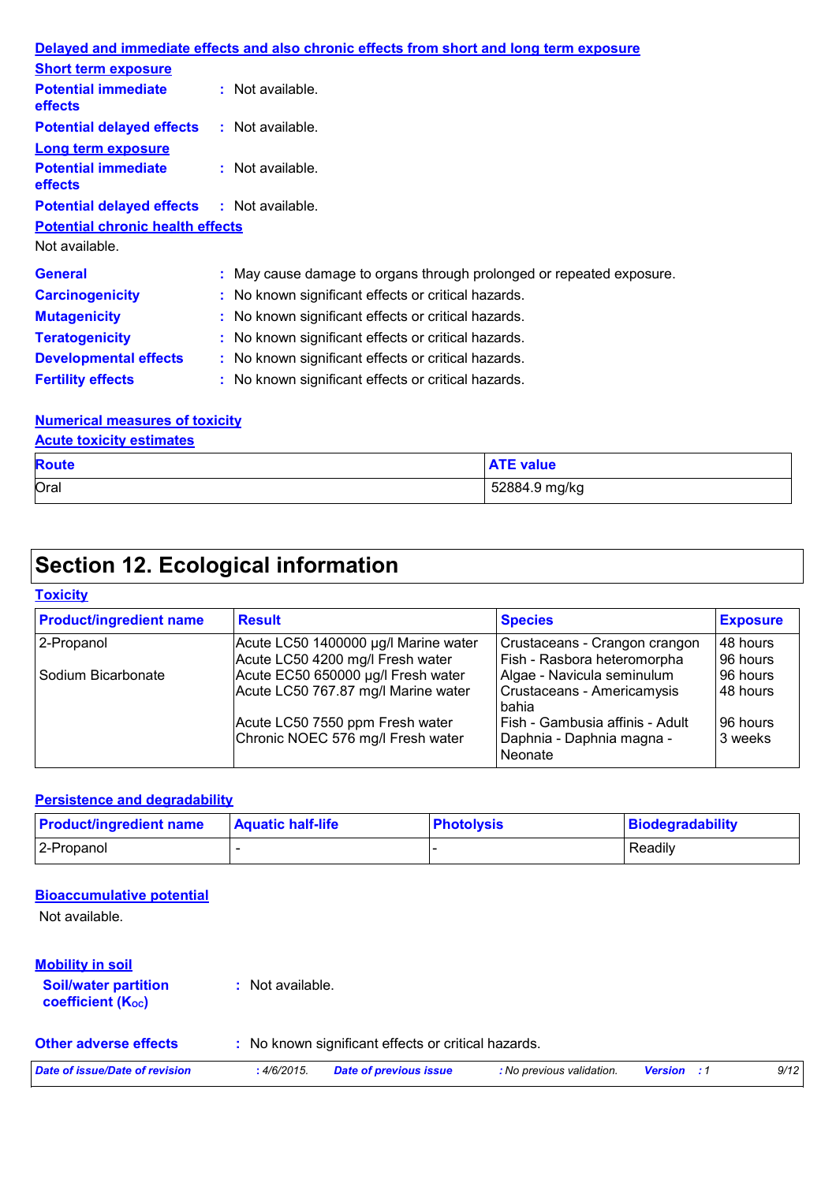**Delayed and immediate effects and also chronic effects from short and long term exposure**

**Short term exposure**

**Potential immediate effects** : Not available.

**Potential delayed effects** : Not available.

**Long term exposure**

**Potential immediate effects** : Not available.

**Potential delayed effects** : Not available.

**Potential chronic health effects**

Not available.

**General** : May cause damage to organs through prolonged or repeated exposure.

**Carcinogenicity** : No known significant effects or critical hazards.

**Mutagenicity** : No known significant effects or critical hazards.

**Teratogenicity** : No known significant effects or critical hazards.

**Developmental effects** : No known significant effects or critical hazards.

**Fertility effects** : No known significant effects or critical hazards.

**Numerical measures of toxicity**

**Acute toxicity estimates**

| Route | ATE value |
|---|---|
| Oral | 52884.9 mg/kg |

# Section 12. Ecological information

**Toxicity**

| Product/ingredient name | Result | Species | Exposure |
|---|---|---|---|
| 2-Propanol | Acute LC50 1400000 µg/l Marine water | Crustaceans - Crangon crangon | 48 hours |
| | Acute LC50 4200 mg/l Fresh water | Fish - Rasbora heteromorpha | 96 hours |
| Sodium Bicarbonate | Acute EC50 650000 µg/l Fresh water | Algae - Navicula seminulum | 96 hours |
| | Acute LC50 767.87 mg/l Marine water | Crustaceans - Americamysis bahia | 48 hours |
| | Acute LC50 7550 ppm Fresh water | Fish - Gambusia affinis - Adult | 96 hours |
| | Chronic NOEC 576 mg/l Fresh water | Daphnia - Daphnia magna - Neonate | 3 weeks |

**Persistence and degradability**

| Product/ingredient name | Aquatic half-life | Photolysis | Biodegradability |
|---|---|---|---|
| 2-Propanol | - | - | Readily |

**Bioaccumulative potential**

Not available.

**Mobility in soil**

**Soil/water partition coefficient ($K_{OC}$)** : Not available.

**Other adverse effects** : No known significant effects or critical hazards.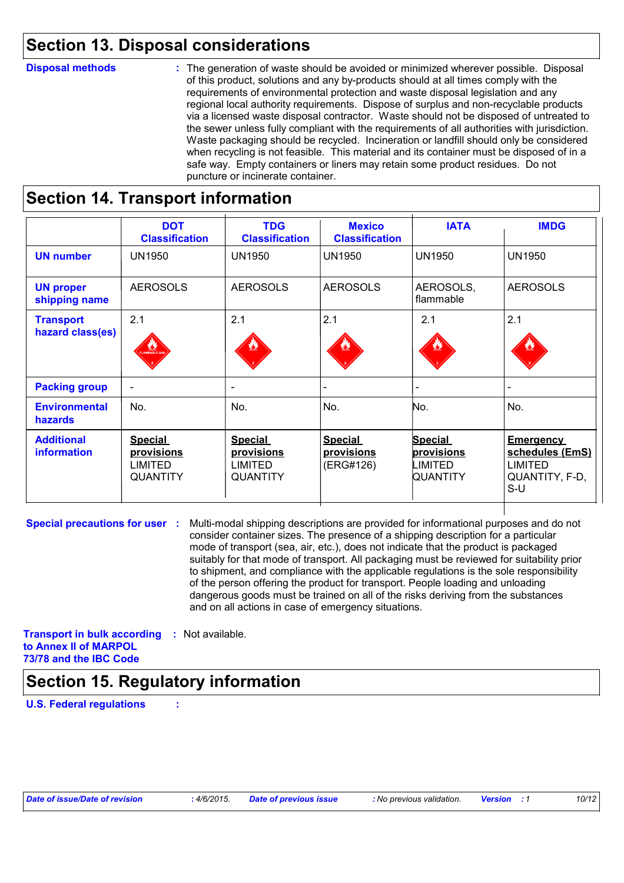## Section 13. Disposal considerations

**Disposal methods** : The generation of waste should be avoided or minimized wherever possible. Disposal of this product, solutions and any by-products should at all times comply with the requirements of environmental protection and waste disposal legislation and any regional local authority requirements. Dispose of surplus and non-recyclable products via a licensed waste disposal contractor. Waste should not be disposed of untreated to the sewer unless fully compliant with the requirements of all authorities with jurisdiction. Waste packaging should be recycled. Incineration or landfill should only be considered when recycling is not feasible. This material and its container must be disposed of in a safe way. Empty containers or liners may retain some product residues. Do not puncture or incinerate container.

## Section 14. Transport information

| | DOT Classification | TDG Classification | Mexico Classification | IATA | IMDG |
|---|---|---|---|---|---|
| **UN number** | UN1950 | UN1950 | UN1950 | UN1950 | UN1950 |
| **UN proper shipping name** | AEROSOLS | AEROSOLS | AEROSOLS | AEROSOLS, flammable | AEROSOLS |
| **Transport hazard class(es)** | 2.1 | 2.1 | 2.1 | 2.1 | 2.1 |
| **Packing group** | - | - | - | - | - |
| **Environmental hazards** | No. | No. | No. | No. | No. |
| **Additional information** | **Special provisions** LIMITED QUANTITY | **Special provisions** LIMITED QUANTITY | **Special provisions** (ERG#126) | **Special provisions** LIMITED QUANTITY | **Emergency schedules (EmS)** LIMITED QUANTITY, F-D, S-U |

**Special precautions for user** : Multi-modal shipping descriptions are provided for informational purposes and do not consider container sizes. The presence of a shipping description for a particular mode of transport (sea, air, etc.), does not indicate that the product is packaged suitably for that mode of transport. All packaging must be reviewed for suitability prior to shipment, and compliance with the applicable regulations is the sole responsibility of the person offering the product for transport. People loading and unloading dangerous goods must be trained on all of the risks deriving from the substances and on all actions in case of emergency situations.

**Transport in bulk according to Annex II of MARPOL 73/78 and the IBC Code** : Not available.

## Section 15. Regulatory information

**U.S. Federal regulations** :

*Date of issue/Date of revision* : 4/6/2015. *Date of previous issue* : No previous validation. *Version* : 1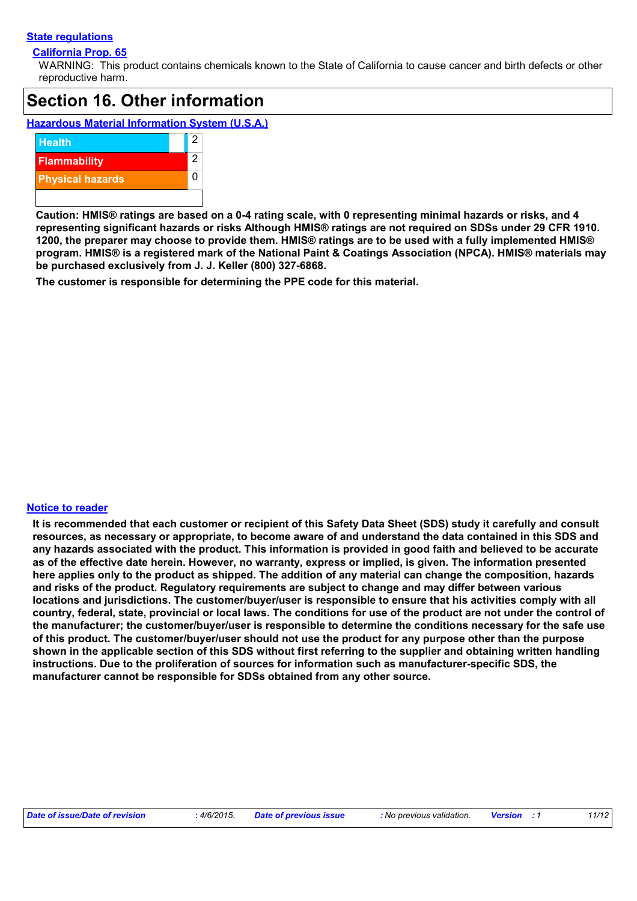**State regulations**

**California Prop. 65**

WARNING: This product contains chemicals known to the State of California to cause cancer and birth defects or other reproductive harm.

# Section 16. Other information

**Hazardous Material Information System (U.S.A.)**

| | |
|---|---|
| Health | 2 |
| Flammability | 2 |
| Physical hazards | 0 |
| | |

**Caution: HMIS® ratings are based on a 0-4 rating scale, with 0 representing minimal hazards or risks, and 4 representing significant hazards or risks Although HMIS® ratings are not required on SDSs under 29 CFR 1910. 1200, the preparer may choose to provide them. HMIS® ratings are to be used with a fully implemented HMIS® program. HMIS® is a registered mark of the National Paint & Coatings Association (NPCA). HMIS® materials may be purchased exclusively from J. J. Keller (800) 327-6868.**

**The customer is responsible for determining the PPE code for this material.**

**Notice to reader**

**It is recommended that each customer or recipient of this Safety Data Sheet (SDS) study it carefully and consult resources, as necessary or appropriate, to become aware of and understand the data contained in this SDS and any hazards associated with the product. This information is provided in good faith and believed to be accurate as of the effective date herein. However, no warranty, express or implied, is given. The information presented here applies only to the product as shipped. The addition of any material can change the composition, hazards and risks of the product. Regulatory requirements are subject to change and may differ between various locations and jurisdictions. The customer/buyer/user is responsible to ensure that his activities comply with all country, federal, state, provincial or local laws. The conditions for use of the product are not under the control of the manufacturer; the customer/buyer/user is responsible to determine the conditions necessary for the safe use of this product. The customer/buyer/user should not use the product for any purpose other than the purpose shown in the applicable section of this SDS without first referring to the supplier and obtaining written handling instructions. Due to the proliferation of sources for information such as manufacturer-specific SDS, the manufacturer cannot be responsible for SDSs obtained from any other source.**

*Date of issue/Date of revision : 4/6/2015. Date of previous issue : No previous validation. Version : 1*